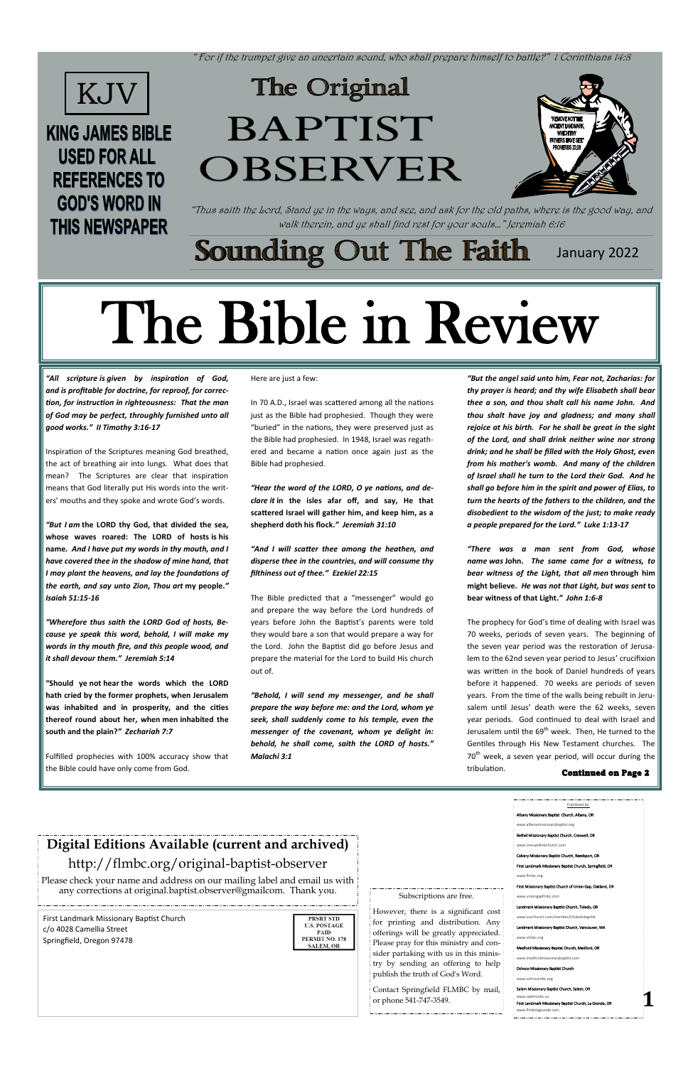"For if the trumpet give an uncertain sound, who shall prepare himself to battle?" I Corinthians 14:8

KJV

**KING JAMES BIBLE USED FOR ALL REFERENCES TO GOD'S WORD IN THIS NEWSPAPER**

# The Original BAPTIST OBSERVER

"Thus saith the Lord, Stand ye in the ways, and see, and ask for the old paths, where is the good way, and walk therein, and ye shall find rest for your souls..." Jeremiah 6:16

## Sounding Out The Faith

January 2022

# The Bible in Review

***"All scripture is given by inspiration of God, and is profitable for doctrine, for reproof, for correction, for instruction in righteousness: That the man of God may be perfect, throughly furnished unto all good works." II Timothy 3:16-17***

Inspiration of the Scriptures meaning God breathed, the act of breathing air into lungs. What does that mean? The Scriptures are clear that inspiration means that God literally put His words into the writers' mouths and they spoke and wrote God's words.

***"But I am*** **the LORD thy God, that divided the sea, whose waves roared: The LORD of hosts is his name.** ***And I have put my words in thy mouth, and I have covered thee in the shadow of mine hand, that I may plant the heavens, and lay the foundations of the earth, and say unto Zion, Thou art*** **my people."** ***Isaiah 51:15-16***

***"Wherefore thus saith the LORD God of hosts, Because ye speak this word, behold, I will make my words in thy mouth fire, and this people wood, and it shall devour them." Jeremiah 5:14***

**"Should ye not hear the words which the LORD hath cried by the former prophets, when Jerusalem was inhabited and in prosperity, and the cities thereof round about her, when men inhabited the south and the plain?"** ***Zechariah 7:7***

Fulfilled prophecies with 100% accuracy show that the Bible could have only come from God.

Here are just a few:

In 70 A.D., Israel was scattered among all the nations just as the Bible had prophesied. Though they were "buried" in the nations, they were preserved just as the Bible had prophesied. In 1948, Israel was regathered and became a nation once again just as the Bible had prophesied.

***"Hear the word of the LORD, O ye nations, and declare it*** **in the isles afar off, and say, He that scattered Israel will gather him, and keep him, as a shepherd doth his flock."** ***Jeremiah 31:10***

***"And I will scatter thee among the heathen, and disperse thee in the countries, and will consume thy filthiness out of thee." Ezekiel 22:15***

The Bible predicted that a "messenger" would go and prepare the way before the Lord hundreds of years before John the Baptist's parents were told they would bare a son that would prepare a way for the Lord. John the Baptist did go before Jesus and prepare the material for the Lord to build His church out of.

***"Behold, I will send my messenger, and he shall prepare the way before me: and the Lord, whom ye seek, shall suddenly come to his temple, even the messenger of the covenant, whom ye delight in: behold, he shall come, saith the LORD of hosts." Malachi 3:1***

***"But the angel said unto him, Fear not, Zacharias: for thy prayer is heard; and thy wife Elisabeth shall bear thee a son, and thou shalt call his name John. And thou shalt have joy and gladness; and many shall rejoice at his birth. For he shall be great in the sight of the Lord, and shall drink neither wine nor strong drink; and he shall be filled with the Holy Ghost, even from his mother's womb. And many of the children of Israel shall he turn to the Lord their God. And he shall go before him in the spirit and power of Elias, to turn the hearts of the fathers to the children, and the disobedient to the wisdom of the just; to make ready a people prepared for the Lord." Luke 1:13-17***

***"There was a man sent from God, whose name was*** **John.** ***The same came for a witness, to bear witness of the Light, that all men*** **through him might believe.** ***He was not that Light, but was sent*** **to bear witness of that Light."** ***John 1:6-8***

The prophecy for God's time of dealing with Israel was 70 weeks, periods of seven years. The beginning of the seven year period was the restoration of Jerusalem to the 62nd seven year period to Jesus' crucifixion was written in the book of Daniel hundreds of years before it happened. 70 weeks are periods of seven years. From the time of the walls being rebuilt in Jerusalem until Jesus' death were the 62 weeks, seven year periods. God continued to deal with Israel and Jerusalem until the 69th week. Then, He turned to the Gentiles through His New Testament churches. The 70th week, a seven year period, will occur during the tribulation.

**Continued on Page 2**

## Digital Editions Available (current and archived)

http://flmbc.org/original-baptist-observer

Please check your name and address on our mailing label and email us with any corrections at original.baptist.observer@gmailcom. Thank you.

First Landmark Missionary Baptist Church
c/o 4028 Camellia Street
Springfield, Oregon 97478

PRSRT STD
U.S. POSTAGE
PAID
PERMIT NO. 178
SALEM, OR

Subscriptions are free.

However, there is a significant cost for printing and distribution. Any offerings will be greatly appreciated. Please pray for this ministry and consider partaking with us in this ministry by sending an offering to help publish the truth of God's Word.

Contact Springfield FLMBC by mail, or phone 541-747-3549.

Published by:

Albany Missionary Baptist Church, Albany, OR
www.albanymissionarybaptist.org

Bethel Missionary Baptist Church, Creswell, OR
www.creswellmbchurch.com

Calvary Missionary Baptist Church, Reedsport, OR

First Landmark Missionary Baptist Church, Springfield, OR
www.flmbc.org

First Missionary Baptist Church of Union Gap, Oakland, OR
www.uniongapfmbc.com

Landmark Missionary Baptist Church, Toledo, OR
www.ourchurch.com/member/t/toledobaptist

Landmark Missionary Baptist Church, Vancouver, WA
www.vlmbc.org

Medford Missionary Baptist Church, Medford, OR
www.medfordmissionarybaptist.com

Ochoco Missionary Baptist Church
www.ochocombc.org

Salem Missionary Baptist Church, Salem, OR
www.salemmbc.us

First Landmark Missionary Baptist Church, La Grande, OR
www.flmbclagrande.com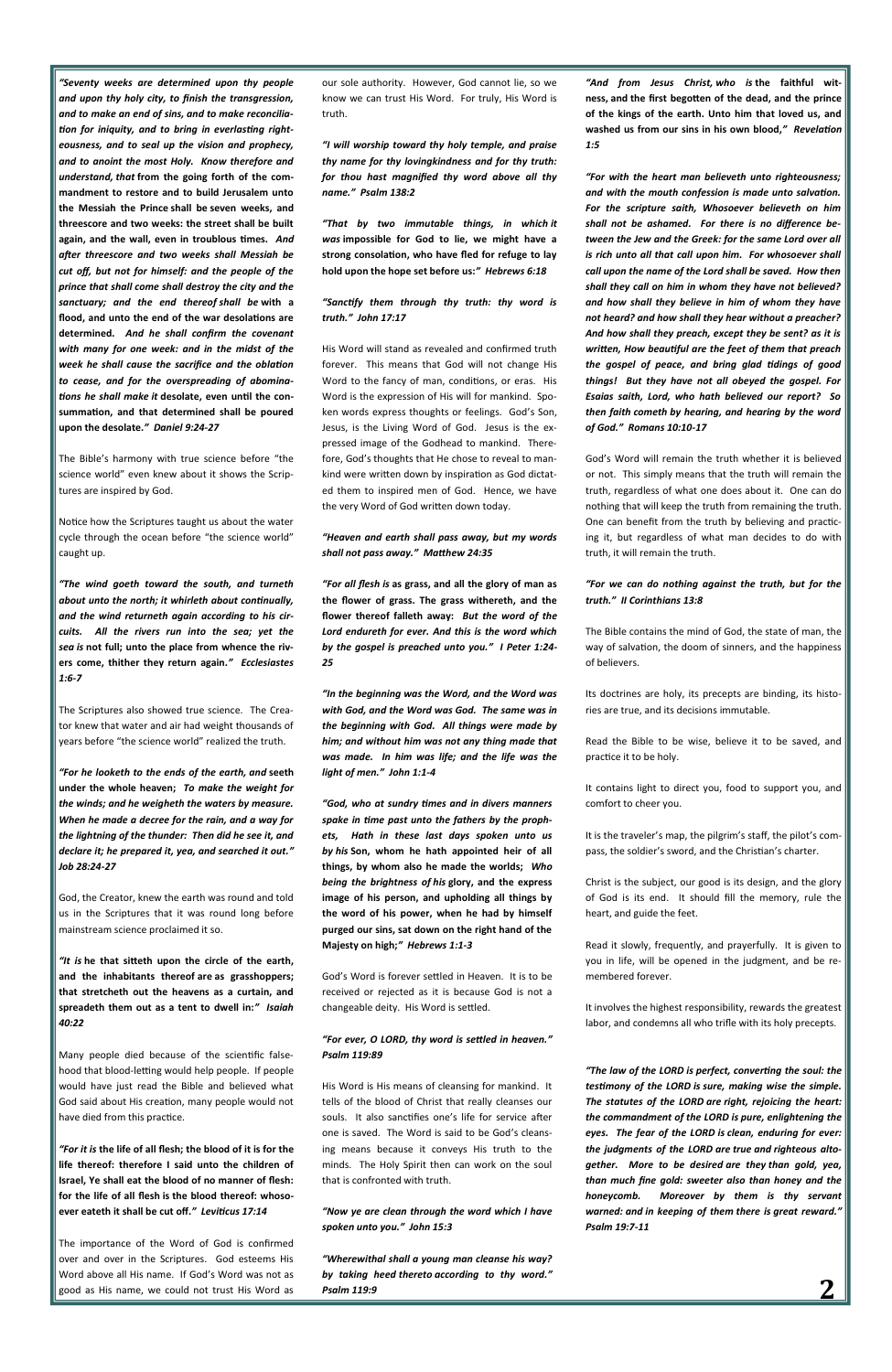*"Seventy weeks are determined upon thy people and upon thy holy city, to finish the transgression, and to make an end of sins, and to make reconciliation for iniquity, and to bring in everlasting righteousness, and to seal up the vision and prophecy, and to anoint the most Holy. Know therefore and understand, that* **from the going forth of the commandment to restore and to build Jerusalem unto the Messiah the Prince shall be seven weeks, and threescore and two weeks: the street shall be built again, and the wall, even in troublous times.** *And after threescore and two weeks shall Messiah be cut off, but not for himself: and the people of the prince that shall come shall destroy the city and the sanctuary; and the end thereof shall be* **with a flood, and unto the end of the war desolations are determined.** *And he shall confirm the covenant with many for one week: and in the midst of the week he shall cause the sacrifice and the oblation to cease, and for the overspreading of abominations he shall make it* **desolate, even until the consummation, and that determined shall be poured upon the desolate."** *Daniel 9:24-27*

The Bible's harmony with true science before "the science world" even knew about it shows the Scriptures are inspired by God.

Notice how the Scriptures taught us about the water cycle through the ocean before "the science world" caught up.

*"The wind goeth toward the south, and turneth about unto the north; it whirleth about continually, and the wind returneth again according to his circuits. All the rivers run into the sea; yet the sea is* **not full; unto the place from whence the rivers come, thither they return again."** *Ecclesiastes 1:6-7*

The Scriptures also showed true science. The Creator knew that water and air had weight thousands of years before "the science world" realized the truth.

*"For he looketh to the ends of the earth, and* **seeth under the whole heaven;** *To make the weight for the winds; and he weigheth the waters by measure. When he made a decree for the rain, and a way for the lightning of the thunder: Then did he see it, and declare it; he prepared it, yea, and searched it out." Job 28:24-27*

God, the Creator, knew the earth was round and told us in the Scriptures that it was round long before mainstream science proclaimed it so.

*"It is* **he that sitteth upon the circle of the earth, and the inhabitants thereof are as grasshoppers; that stretcheth out the heavens as a curtain, and spreadeth them out as a tent to dwell in:"** *Isaiah 40:22*

Many people died because of the scientific falsehood that blood-letting would help people. If people would have just read the Bible and believed what God said about His creation, many people would not have died from this practice.

*"For it is* **the life of all flesh; the blood of it is for the life thereof: therefore I said unto the children of Israel, Ye shall eat the blood of no manner of flesh: for the life of all flesh is the blood thereof: whosoever eateth it shall be cut off."** *Leviticus 17:14*

The importance of the Word of God is confirmed over and over in the Scriptures. God esteems His Word above all His name. If God's Word was not as good as His name, we could not trust His Word as our sole authority. However, God cannot lie, so we know we can trust His Word. For truly, His Word is truth.

*"I will worship toward thy holy temple, and praise thy name for thy lovingkindness and for thy truth: for thou hast magnified thy word above all thy name." Psalm 138:2*

*"That by two immutable things, in which it was* **impossible for God to lie, we might have a strong consolation, who have fled for refuge to lay hold upon the hope set before us:"** *Hebrews 6:18*

*"Sanctify them through thy truth: thy word is truth." John 17:17*

His Word will stand as revealed and confirmed truth forever. This means that God will not change His Word to the fancy of man, conditions, or eras. His Word is the expression of His will for mankind. Spoken words express thoughts or feelings. God's Son, Jesus, is the Living Word of God. Jesus is the expressed image of the Godhead to mankind. Therefore, God's thoughts that He chose to reveal to mankind were written down by inspiration as God dictated them to inspired men of God. Hence, we have the very Word of God written down today.

*"Heaven and earth shall pass away, but my words shall not pass away." Matthew 24:35*

*"For all flesh is* **as grass, and all the glory of man as the flower of grass. The grass withereth, and the flower thereof falleth away:** *But the word of the Lord endureth for ever. And this is the word which by the gospel is preached unto you." I Peter 1:24-25*

*"In the beginning was the Word, and the Word was with God, and the Word was God. The same was in the beginning with God. All things were made by him; and without him was not any thing made that was made. In him was life; and the life was the light of men." John 1:1-4*

*"God, who at sundry times and in divers manners spake in time past unto the fathers by the prophets, Hath in these last days spoken unto us by his* **Son, whom he hath appointed heir of all things, by whom also he made the worlds;** *Who being the brightness of his* **glory, and the express image of his person, and upholding all things by the word of his power, when he had by himself purged our sins, sat down on the right hand of the Majesty on high;"** *Hebrews 1:1-3*

God's Word is forever settled in Heaven. It is to be received or rejected as it is because God is not a changeable deity. His Word is settled.

*"For ever, O LORD, thy word is settled in heaven." Psalm 119:89*

His Word is His means of cleansing for mankind. It tells of the blood of Christ that really cleanses our souls. It also sanctifies one's life for service after one is saved. The Word is said to be God's cleansing means because it conveys His truth to the minds. The Holy Spirit then can work on the soul that is confronted with truth.

*"Now ye are clean through the word which I have spoken unto you." John 15:3*

*"Wherewithal shall a young man cleanse his way? by taking heed thereto according to thy word." Psalm 119:9*

*"And from Jesus Christ, who is* **the faithful witness, and the first begotten of the dead, and the prince of the kings of the earth. Unto him that loved us, and washed us from our sins in his own blood,"** *Revelation 1:5*

*"For with the heart man believeth unto righteousness; and with the mouth confession is made unto salvation. For the scripture saith, Whosoever believeth on him shall not be ashamed. For there is no difference between the Jew and the Greek: for the same Lord over all is rich unto all that call upon him. For whosoever shall call upon the name of the Lord shall be saved. How then shall they call on him in whom they have not believed? and how shall they believe in him of whom they have not heard? and how shall they hear without a preacher? And how shall they preach, except they be sent? as it is written, How beautiful are the feet of them that preach the gospel of peace, and bring glad tidings of good things! But they have not all obeyed the gospel. For Esaias saith, Lord, who hath believed our report? So then faith cometh by hearing, and hearing by the word of God." Romans 10:10-17*

God's Word will remain the truth whether it is believed or not. This simply means that the truth will remain the truth, regardless of what one does about it. One can do nothing that will keep the truth from remaining the truth. One can benefit from the truth by believing and practicing it, but regardless of what man decides to do with truth, it will remain the truth.

*"For we can do nothing against the truth, but for the truth." II Corinthians 13:8*

The Bible contains the mind of God, the state of man, the way of salvation, the doom of sinners, and the happiness of believers.

Its doctrines are holy, its precepts are binding, its histories are true, and its decisions immutable.

Read the Bible to be wise, believe it to be saved, and practice it to be holy.

It contains light to direct you, food to support you, and comfort to cheer you.

It is the traveler's map, the pilgrim's staff, the pilot's compass, the soldier's sword, and the Christian's charter.

Christ is the subject, our good is its design, and the glory of God is its end. It should fill the memory, rule the heart, and guide the feet.

Read it slowly, frequently, and prayerfully. It is given to you in life, will be opened in the judgment, and be remembered forever.

It involves the highest responsibility, rewards the greatest labor, and condemns all who trifle with its holy precepts.

*"The law of the LORD is perfect, converting the soul: the testimony of the LORD is sure, making wise the simple. The statutes of the LORD are right, rejoicing the heart: the commandment of the LORD is pure, enlightening the eyes. The fear of the LORD is clean, enduring for ever: the judgments of the LORD are true and righteous altogether. More to be desired are they than gold, yea, than much fine gold: sweeter also than honey and the honeycomb. Moreover by them is thy servant warned: and in keeping of them there is great reward." Psalm 19:7-11*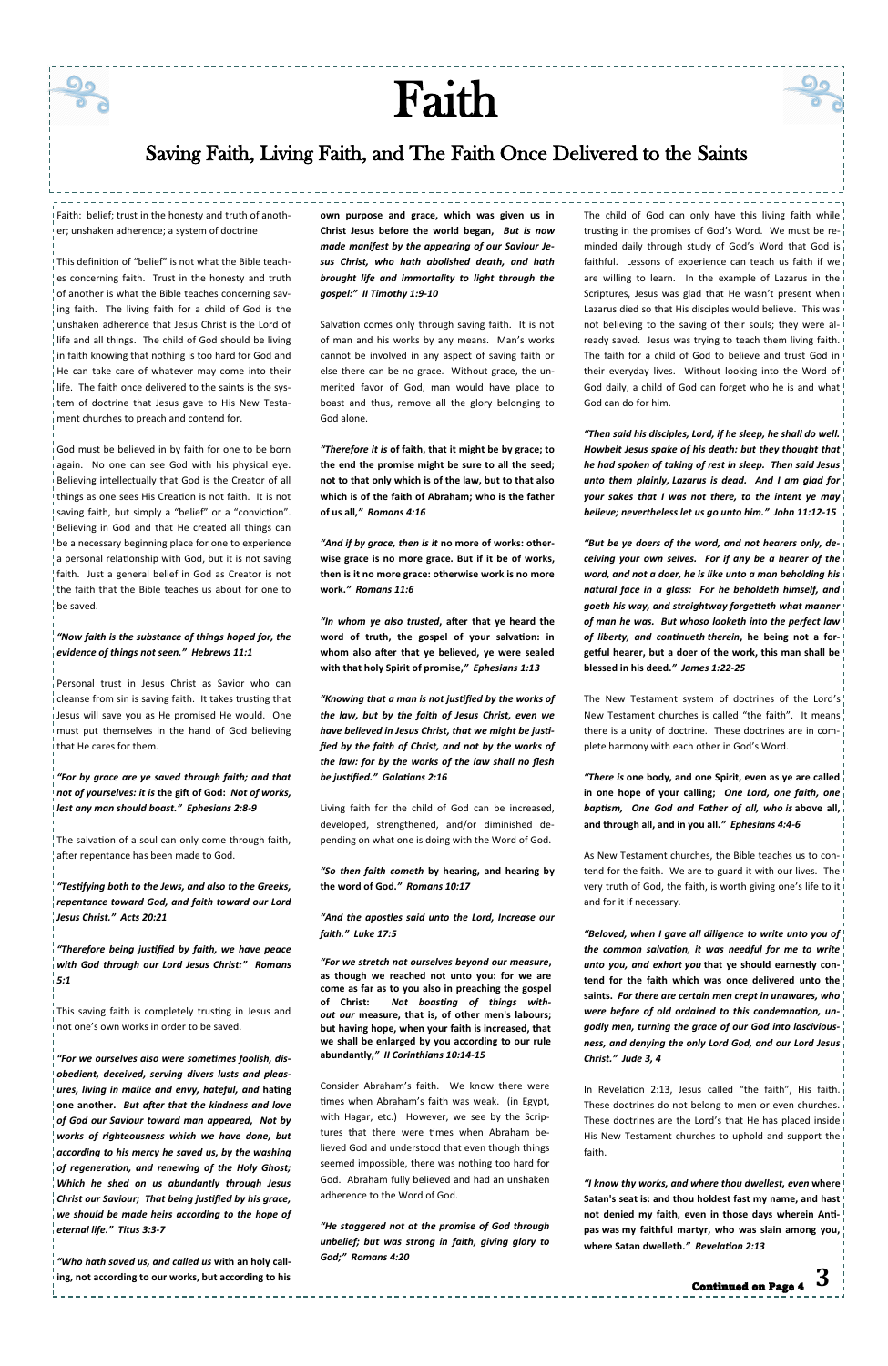# Faith

## Saving Faith, Living Faith, and The Faith Once Delivered to the Saints

Faith: belief; trust in the honesty and truth of another; unshaken adherence; a system of doctrine

This definition of "belief" is not what the Bible teaches concerning faith. Trust in the honesty and truth of another is what the Bible teaches concerning saving faith. The living faith for a child of God is the unshaken adherence that Jesus Christ is the Lord of life and all things. The child of God should be living in faith knowing that nothing is too hard for God and He can take care of whatever may come into their life. The faith once delivered to the saints is the system of doctrine that Jesus gave to His New Testament churches to preach and contend for.

God must be believed in by faith for one to be born again. No one can see God with his physical eye. Believing intellectually that God is the Creator of all things as one sees His Creation is not faith. It is not saving faith, but simply a "belief" or a "conviction". Believing in God and that He created all things can be a necessary beginning place for one to experience a personal relationship with God, but it is not saving faith. Just a general belief in God as Creator is not the faith that the Bible teaches us about for one to be saved.

***"Now faith is the substance of things hoped for, the evidence of things not seen." Hebrews 11:1***

Personal trust in Jesus Christ as Savior who can cleanse from sin is saving faith. It takes trusting that Jesus will save you as He promised He would. One must put themselves in the hand of God believing that He cares for them.

***"For by grace are ye saved through faith; and that not of yourselves: it is* the gift of God: *Not of works, lest any man should boast." Ephesians 2:8-9***

The salvation of a soul can only come through faith, after repentance has been made to God.

***"Testifying both to the Jews, and also to the Greeks, repentance toward God, and faith toward our Lord Jesus Christ." Acts 20:21***

***"Therefore being justified by faith, we have peace with God through our Lord Jesus Christ:" Romans 5:1***

This saving faith is completely trusting in Jesus and not one's own works in order to be saved.

***"For we ourselves also were sometimes foolish, disobedient, deceived, serving divers lusts and pleasures, living in malice and envy, hateful, and* hating one another. *But after that the kindness and love of God our Saviour toward man appeared, Not by works of righteousness which we have done, but according to his mercy he saved us, by the washing of regeneration, and renewing of the Holy Ghost; Which he shed on us abundantly through Jesus Christ our Saviour; That being justified by his grace, we should be made heirs according to the hope of eternal life." Titus 3:3-7***

***"Who hath saved us, and called us* with an holy calling, not according to our works, but according to his own purpose and grace, which was given us in Christ Jesus before the world began, *But is now made manifest by the appearing of our Saviour Jesus Christ, who hath abolished death, and hath brought life and immortality to light through the gospel:" II Timothy 1:9-10***

Salvation comes only through saving faith. It is not of man and his works by any means. Man's works cannot be involved in any aspect of saving faith or else there can be no grace. Without grace, the unmerited favor of God, man would have place to boast and thus, remove all the glory belonging to God alone.

***"Therefore it is* of faith, that it might be by grace; to the end the promise might be sure to all the seed; not to that only which is of the law, but to that also which is of the faith of Abraham; who is the father of us all," *Romans 4:16***

***"And if by grace, then is it* no more of works: otherwise grace is no more grace. But if it be of works, then is it no more grace: otherwise work is no more work." *Romans 11:6***

***"In whom ye also trusted,* after that ye heard the word of truth, the gospel of your salvation: in whom also after that ye believed, ye were sealed with that holy Spirit of promise," *Ephesians 1:13***

***"Knowing that a man is not justified by the works of the law, but by the faith of Jesus Christ, even we have believed in Jesus Christ, that we might be justified by the faith of Christ, and not by the works of the law: for by the works of the law shall no flesh be justified." Galatians 2:16***

Living faith for the child of God can be increased, developed, strengthened, and/or diminished depending on what one is doing with the Word of God.

***"So then faith cometh* by hearing, and hearing by the word of God." *Romans 10:17***

***"And the apostles said unto the Lord, Increase our faith." Luke 17:5***

***"For we stretch not ourselves beyond our measure,* as though we reached not unto you: for we are come as far as to you also in preaching the gospel of Christ: *Not boasting of things without our* measure, that is, of other men's labours; but having hope, when your faith is increased, that we shall be enlarged by you according to our rule abundantly," *II Corinthians 10:14-15***

Consider Abraham's faith. We know there were times when Abraham's faith was weak. (in Egypt, with Hagar, etc.) However, we see by the Scriptures that there were times when Abraham believed God and understood that even though things seemed impossible, there was nothing too hard for God. Abraham fully believed and had an unshaken adherence to the Word of God.

***"He staggered not at the promise of God through unbelief; but was strong in faith, giving glory to God;" Romans 4:20***

The child of God can only have this living faith while trusting in the promises of God's Word. We must be reminded daily through study of God's Word that God is faithful. Lessons of experience can teach us faith if we are willing to learn. In the example of Lazarus in the Scriptures, Jesus was glad that He wasn't present when Lazarus died so that His disciples would believe. This was not believing to the saving of their souls; they were already saved. Jesus was trying to teach them living faith. The faith for a child of God to believe and trust God in their everyday lives. Without looking into the Word of God daily, a child of God can forget who he is and what God can do for him.

***"Then said his disciples, Lord, if he sleep, he shall do well. Howbeit Jesus spake of his death: but they thought that he had spoken of taking of rest in sleep. Then said Jesus unto them plainly, Lazarus is dead. And I am glad for your sakes that I was not there, to the intent ye may believe; nevertheless let us go unto him." John 11:12-15***

***"But be ye doers of the word, and not hearers only, deceiving your own selves. For if any be a hearer of the word, and not a doer, he is like unto a man beholding his natural face in a glass: For he beholdeth himself, and goeth his way, and straightway forgetteth what manner of man he was. But whoso looketh into the perfect law of liberty, and continueth therein,* he being not a forgetful hearer, but a doer of the work, this man shall be blessed in his deed." *James 1:22-25***

The New Testament system of doctrines of the Lord's New Testament churches is called "the faith". It means there is a unity of doctrine. These doctrines are in complete harmony with each other in God's Word.

***"There is* one body, and one Spirit, even as ye are called in one hope of your calling; *One Lord, one faith, one baptism, One God and Father of all, who is* above all, and through all, and in you all." *Ephesians 4:4-6***

As New Testament churches, the Bible teaches us to contend for the faith. We are to guard it with our lives. The very truth of God, the faith, is worth giving one's life to it and for it if necessary.

***"Beloved, when I gave all diligence to write unto you of the common salvation, it was needful for me to write unto you, and exhort you* that ye should earnestly contend for the faith which was once delivered unto the saints. *For there are certain men crept in unawares, who were before of old ordained to this condemnation, ungodly men, turning the grace of our God into lasciviousness, and denying the only Lord God, and our Lord Jesus Christ." Jude 3, 4***

In Revelation 2:13, Jesus called "the faith", His faith. These doctrines do not belong to men or even churches. These doctrines are the Lord's that He has placed inside His New Testament churches to uphold and support the faith.

***"I know thy works, and where thou dwellest, even* where Satan's seat is: and thou holdest fast my name, and hast not denied my faith, even in those days wherein Antipas was my faithful martyr, who was slain among you, where Satan dwelleth." *Revelation 2:13***

**Continued on Page 4**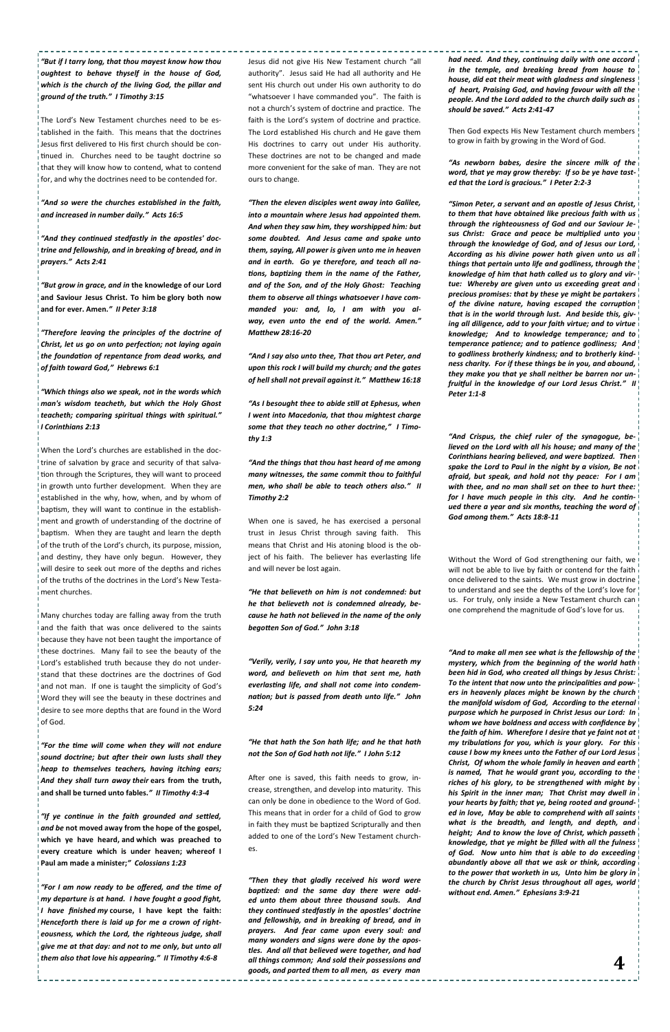***"But if I tarry long, that thou mayest know how thou oughtest to behave thyself in the house of God, which is the church of the living God, the pillar and ground of the truth." I Timothy 3:15***

The Lord's New Testament churches need to be established in the faith. This means that the doctrines Jesus first delivered to His first church should be continued in. Churches need to be taught doctrine so that they will know how to contend, what to contend for, and why the doctrines need to be contended for.

***"And so were the churches established in the faith, and increased in number daily." Acts 16:5***

***"And they continued stedfastly in the apostles' doctrine and fellowship, and in breaking of bread, and in prayers." Acts 2:41***

***"But grow in grace, and in* the knowledge of our Lord and Saviour Jesus Christ. To him be glory both now and for ever. Amen.*" II Peter 3:18***

***"Therefore leaving the principles of the doctrine of Christ, let us go on unto perfection; not laying again the foundation of repentance from dead works, and of faith toward God," Hebrews 6:1***

***"Which things also we speak, not in the words which man's wisdom teacheth, but which the Holy Ghost teacheth; comparing spiritual things with spiritual." I Corinthians 2:13***

When the Lord's churches are established in the doctrine of salvation by grace and security of that salvation through the Scriptures, they will want to proceed in growth unto further development. When they are established in the why, how, when, and by whom of baptism, they will want to continue in the establishment and growth of understanding of the doctrine of baptism. When they are taught and learn the depth of the truth of the Lord's church, its purpose, mission, and destiny, they have only begun. However, they will desire to seek out more of the depths and riches of the truths of the doctrines in the Lord's New Testament churches.

Many churches today are falling away from the truth and the faith that was once delivered to the saints because they have not been taught the importance of these doctrines. Many fail to see the beauty of the Lord's established truth because they do not understand that these doctrines are the doctrines of God and not man. If one is taught the simplicity of God's Word they will see the beauty in these doctrines and desire to see more depths that are found in the Word of God.

***"For the time will come when they will not endure sound doctrine; but after their own lusts shall they heap to themselves teachers, having itching ears; And they shall turn away their* ears from the truth, and shall be turned unto fables.*" II Timothy 4:3-4***

***"If ye continue in the faith grounded and settled, and be* not moved away from the hope of the gospel, which ye have heard, and which was preached to every creature which is under heaven; whereof I Paul am made a minister;*" Colossians 1:23***

***"For I am now ready to be offered, and the time of my departure is at hand. I have fought a good fight, I have finished my* course, I have kept the faith: *Henceforth there is laid up for me a crown of righteousness, which the Lord, the righteous judge, shall give me at that day: and not to me only, but unto all them also that love his appearing." II Timothy 4:6-8***

Jesus did not give His New Testament church "all authority". Jesus said He had all authority and He sent His church out under His own authority to do "whatsoever I have commanded you". The faith is not a church's system of doctrine and practice. The faith is the Lord's system of doctrine and practice. The Lord established His church and He gave them His doctrines to carry out under His authority. These doctrines are not to be changed and made more convenient for the sake of man. They are not ours to change.

***"Then the eleven disciples went away into Galilee, into a mountain where Jesus had appointed them. And when they saw him, they worshipped him: but some doubted. And Jesus came and spake unto them, saying, All power is given unto me in heaven and in earth. Go ye therefore, and teach all nations, baptizing them in the name of the Father, and of the Son, and of the Holy Ghost: Teaching them to observe all things whatsoever I have commanded you: and, lo, I am with you alway, even unto the end of the world. Amen." Matthew 28:16-20***

***"And I say also unto thee, That thou art Peter, and upon this rock I will build my church; and the gates of hell shall not prevail against it." Matthew 16:18***

***"As I besought thee to abide still at Ephesus, when I went into Macedonia, that thou mightest charge some that they teach no other doctrine," I Timothy 1:3***

***"And the things that thou hast heard of me among many witnesses, the same commit thou to faithful men, who shall be able to teach others also." II Timothy 2:2***

When one is saved, he has exercised a personal trust in Jesus Christ through saving faith. This means that Christ and His atoning blood is the object of his faith. The believer has everlasting life and will never be lost again.

***"He that believeth on him is not condemned: but he that believeth not is condemned already, because he hath not believed in the name of the only begotten Son of God." John 3:18***

***"Verily, verily, I say unto you, He that heareth my word, and believeth on him that sent me, hath everlasting life, and shall not come into condemnation; but is passed from death unto life." John 5:24***

***"He that hath the Son hath life; and he that hath not the Son of God hath not life." I John 5:12***

After one is saved, this faith needs to grow, increase, strengthen, and develop into maturity. This can only be done in obedience to the Word of God. This means that in order for a child of God to grow in faith they must be baptized Scripturally and then added to one of the Lord's New Testament churches.

***"Then they that gladly received his word were baptized: and the same day there were added unto them about three thousand souls. And they continued stedfastly in the apostles' doctrine and fellowship, and in breaking of bread, and in prayers. And fear came upon every soul: and many wonders and signs were done by the apostles. And all that believed were together, and had all things common; And sold their possessions and goods, and parted them to all men, as every man had need. And they, continuing daily with one accord in the temple, and breaking bread from house to house, did eat their meat with gladness and singleness of heart, Praising God, and having favour with all the people. And the Lord added to the church daily such as should be saved." Acts 2:41-47***

Then God expects His New Testament church members to grow in faith by growing in the Word of God.

***"As newborn babes, desire the sincere milk of the word, that ye may grow thereby: If so be ye have tasted that the Lord is gracious." I Peter 2:2-3***

***"Simon Peter, a servant and an apostle of Jesus Christ, to them that have obtained like precious faith with us through the righteousness of God and our Saviour Jesus Christ: Grace and peace be multiplied unto you through the knowledge of God, and of Jesus our Lord, According as his divine power hath given unto us all things that pertain unto life and godliness, through the knowledge of him that hath called us to glory and virtue: Whereby are given unto us exceeding great and precious promises: that by these ye might be partakers of the divine nature, having escaped the corruption that is in the world through lust. And beside this, giving all diligence, add to your faith virtue; and to virtue knowledge; And to knowledge temperance; and to temperance patience; and to patience godliness; And to godliness brotherly kindness; and to brotherly kindness charity. For if these things be in you, and abound, they make you that ye shall neither be barren nor unfruitful in the knowledge of our Lord Jesus Christ." II Peter 1:1-8***

***"And Crispus, the chief ruler of the synagogue, believed on the Lord with all his house; and many of the Corinthians hearing believed, and were baptized. Then spake the Lord to Paul in the night by a vision, Be not afraid, but speak, and hold not thy peace: For I am with thee, and no man shall set on thee to hurt thee: for I have much people in this city. And he continued there a year and six months, teaching the word of God among them." Acts 18:8-11***

Without the Word of God strengthening our faith, we will not be able to live by faith or contend for the faith once delivered to the saints. We must grow in doctrine to understand and see the depths of the Lord's love for us. For truly, only inside a New Testament church can one comprehend the magnitude of God's love for us.

***"And to make all men see what is the fellowship of the mystery, which from the beginning of the world hath been hid in God, who created all things by Jesus Christ: To the intent that now unto the principalities and powers in heavenly places might be known by the church the manifold wisdom of God, According to the eternal purpose which he purposed in Christ Jesus our Lord: In whom we have boldness and access with confidence by the faith of him. Wherefore I desire that ye faint not at my tribulations for you, which is your glory. For this cause I bow my knees unto the Father of our Lord Jesus Christ, Of whom the whole family in heaven and earth is named, That he would grant you, according to the riches of his glory, to be strengthened with might by his Spirit in the inner man; That Christ may dwell in your hearts by faith; that ye, being rooted and grounded in love, May be able to comprehend with all saints what is the breadth, and length, and depth, and height; And to know the love of Christ, which passeth knowledge, that ye might be filled with all the fulness of God. Now unto him that is able to do exceeding abundantly above all that we ask or think, according to the power that worketh in us, Unto him be glory in the church by Christ Jesus throughout all ages, world without end. Amen." Ephesians 3:9-21***